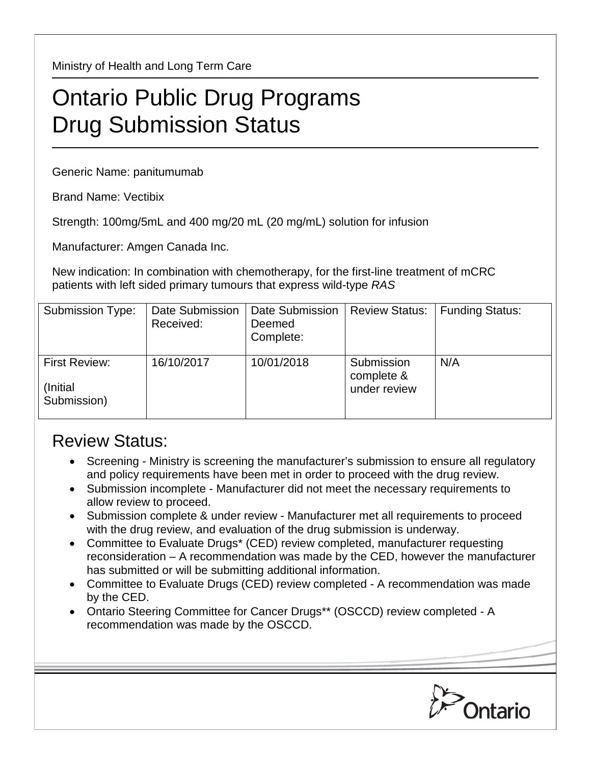Ministry of Health and Long Term Care

# Ontario Public Drug Programs Drug Submission Status

Generic Name: panitumumab

Brand Name: Vectibix

Strength: 100mg/5mL and 400 mg/20 mL (20 mg/mL) solution for infusion

Manufacturer: Amgen Canada Inc.

New indication: In combination with chemotherapy, for the first-line treatment of mCRC patients with left sided primary tumours that express wild-type *RAS*

| Submission Type: | Date Submission Received: | Date Submission Deemed Complete: | Review Status: | Funding Status: |
|---|---|---|---|---|
| First Review: (Initial Submission) | 16/10/2017 | 10/01/2018 | Submission complete & under review | N/A |

## Review Status:

- Screening - Ministry is screening the manufacturer's submission to ensure all regulatory and policy requirements have been met in order to proceed with the drug review.
- Submission incomplete - Manufacturer did not meet the necessary requirements to allow review to proceed.
- Submission complete & under review - Manufacturer met all requirements to proceed with the drug review, and evaluation of the drug submission is underway.
- Committee to Evaluate Drugs* (CED) review completed, manufacturer requesting reconsideration – A recommendation was made by the CED, however the manufacturer has submitted or will be submitting additional information.
- Committee to Evaluate Drugs (CED) review completed - A recommendation was made by the CED.
- Ontario Steering Committee for Cancer Drugs** (OSCCD) review completed - A recommendation was made by the OSCCD.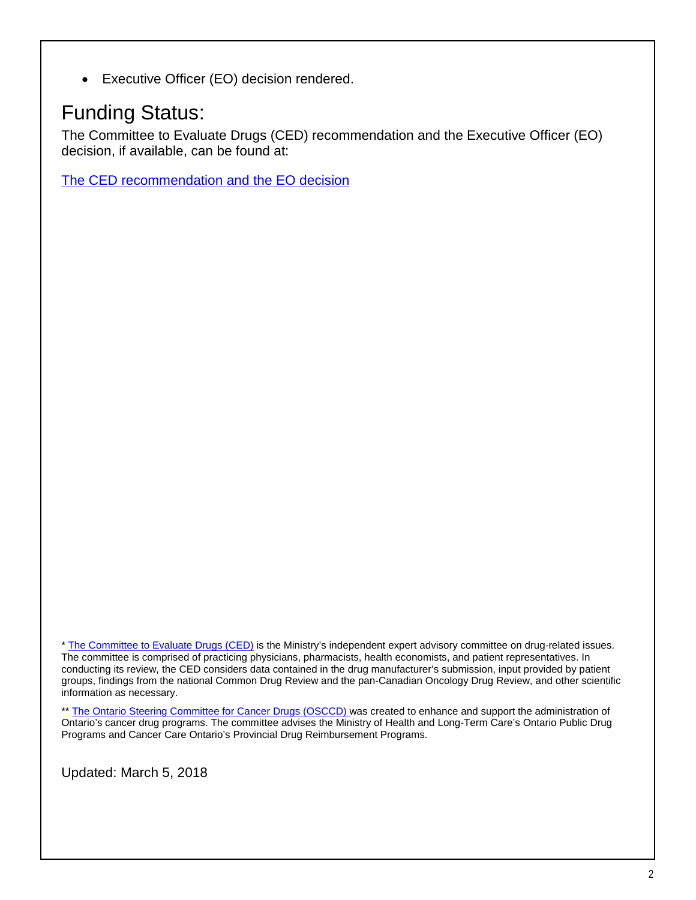- Executive Officer (EO) decision rendered.

# Funding Status:

The Committee to Evaluate Drugs (CED) recommendation and the Executive Officer (EO) decision, if available, can be found at:

The CED recommendation and the EO decision

* The Committee to Evaluate Drugs (CED) is the Ministry's independent expert advisory committee on drug-related issues. The committee is comprised of practicing physicians, pharmacists, health economists, and patient representatives. In conducting its review, the CED considers data contained in the drug manufacturer's submission, input provided by patient groups, findings from the national Common Drug Review and the pan-Canadian Oncology Drug Review, and other scientific information as necessary.

** The Ontario Steering Committee for Cancer Drugs (OSCCD) was created to enhance and support the administration of Ontario's cancer drug programs. The committee advises the Ministry of Health and Long-Term Care's Ontario Public Drug Programs and Cancer Care Ontario's Provincial Drug Reimbursement Programs.

Updated: March 5, 2018